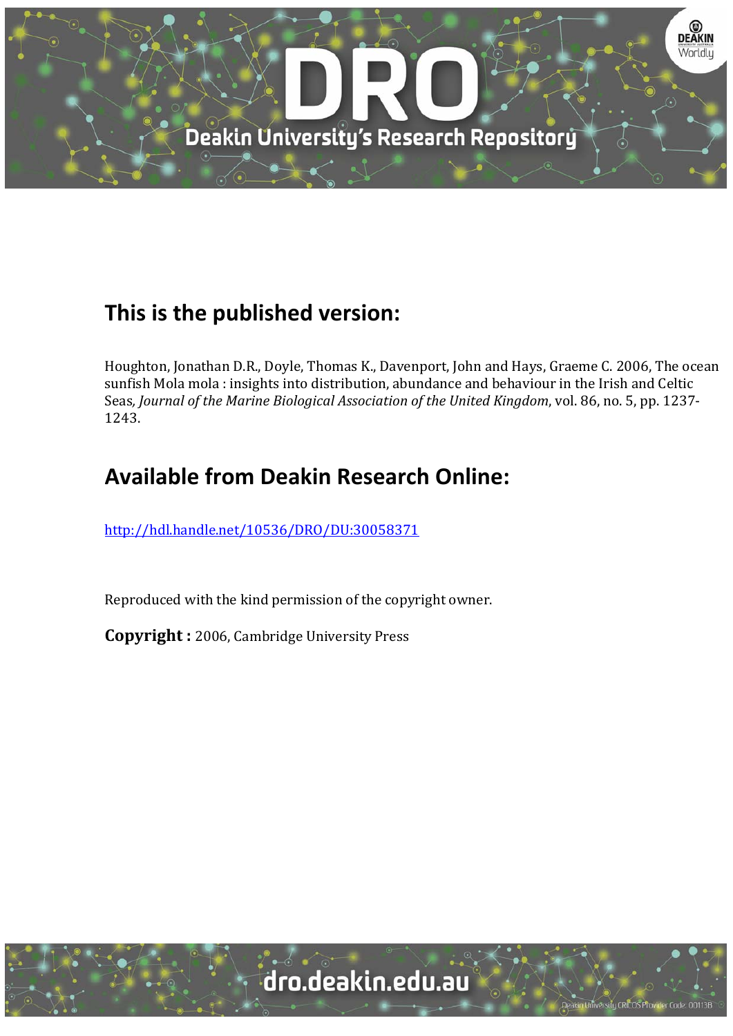## This is the published version:

Houghton, Jonathan D.R., Doyle, Thomas K., Davenport, John and Hays, Graeme C. 2006, The ocean sunfish Mola mola : insights into distribution, abundance and behaviour in the Irish and Celtic Seas, *Journal of the Marine Biological Association of the United Kingdom*, vol. 86, no. 5, pp. 1237-1243.

## Available from Deakin Research Online:

http://hdl.handle.net/10536/DRO/DU:30058371

Reproduced with the kind permission of the copyright owner.

**Copyright :** 2006, Cambridge University Press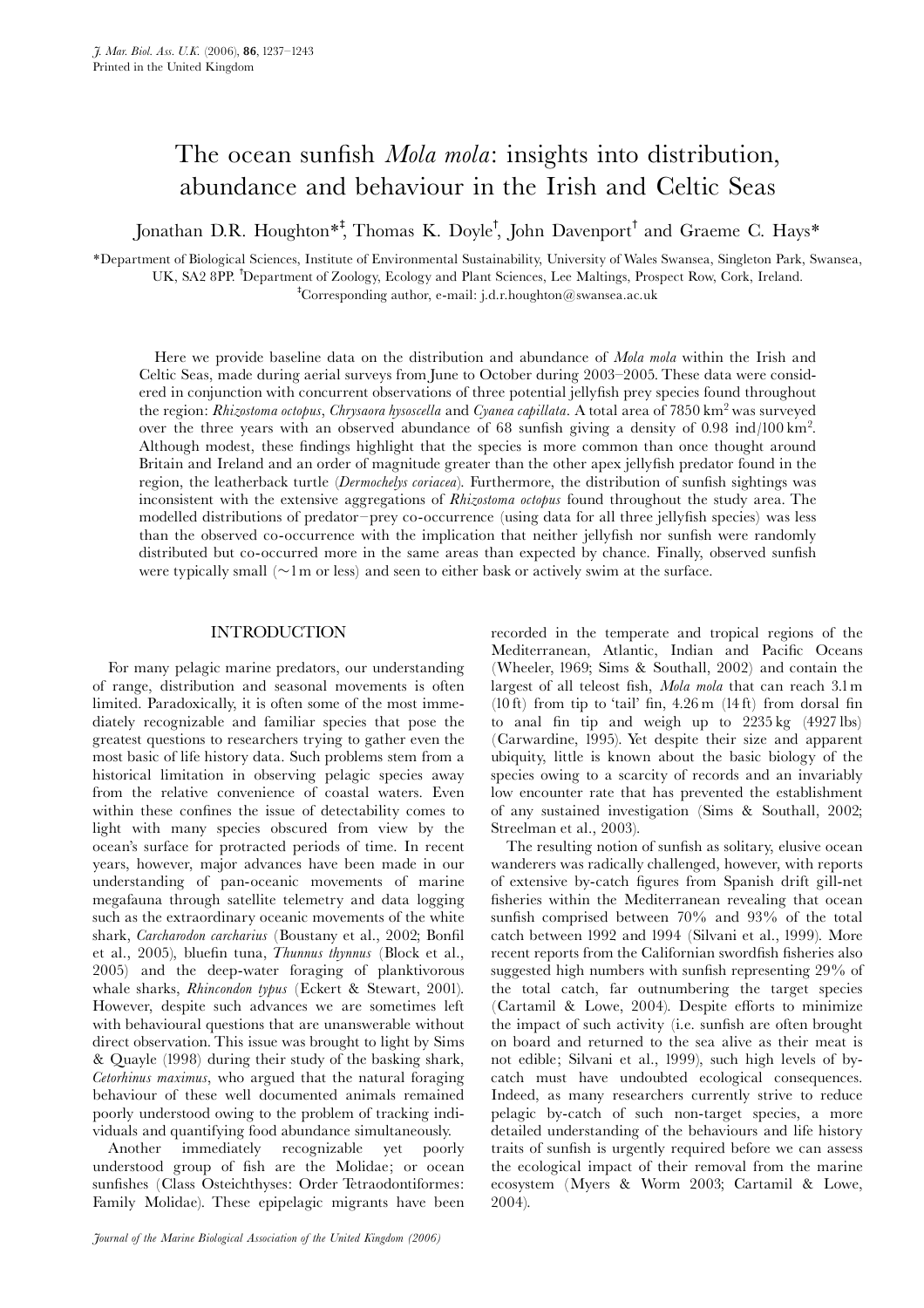# The ocean sunfish *Mola mola*: insights into distribution, abundance and behaviour in the Irish and Celtic Seas

Jonathan D.R. Houghton*[‡], Thomas K. Doyle[†], John Davenport[†] and Graeme C. Hays*

*Department of Biological Sciences, Institute of Environmental Sustainability, University of Wales Swansea, Singleton Park, Swansea, UK, SA2 8PP. [†]Department of Zoology, Ecology and Plant Sciences, Lee Maltings, Prospect Row, Cork, Ireland.
[‡]Corresponding author, e-mail: j.d.r.houghton@swansea.ac.uk

Here we provide baseline data on the distribution and abundance of *Mola mola* within the Irish and Celtic Seas, made during aerial surveys from June to October during 2003–2005. These data were considered in conjunction with concurrent observations of three potential jellyfish prey species found throughout the region: *Rhizostoma octopus*, *Chrysaora hysoscella* and *Cyanea capillata*. A total area of 7850 km$^2$ was surveyed over the three years with an observed abundance of 68 sunfish giving a density of 0.98 ind/100 km$^2$. Although modest, these findings highlight that the species is more common than once thought around Britain and Ireland and an order of magnitude greater than the other apex jellyfish predator found in the region, the leatherback turtle (*Dermochelys coriacea*). Furthermore, the distribution of sunfish sightings was inconsistent with the extensive aggregations of *Rhizostoma octopus* found throughout the study area. The modelled distributions of predator–prey co-occurrence (using data for all three jellyfish species) was less than the observed co-occurrence with the implication that neither jellyfish nor sunfish were randomly distributed but co-occurred more in the same areas than expected by chance. Finally, observed sunfish were typically small (~1 m or less) and seen to either bask or actively swim at the surface.

## INTRODUCTION

For many pelagic marine predators, our understanding of range, distribution and seasonal movements is often limited. Paradoxically, it is often some of the most immediately recognizable and familiar species that pose the greatest questions to researchers trying to gather even the most basic of life history data. Such problems stem from a historical limitation in observing pelagic species away from the relative convenience of coastal waters. Even within these confines the issue of detectability comes to light with many species obscured from view by the ocean's surface for protracted periods of time. In recent years, however, major advances have been made in our understanding of pan-oceanic movements of marine megafauna through satellite telemetry and data logging such as the extraordinary oceanic movements of the white shark, *Carcharodon carcharius* (Boustany et al., 2002; Bonfil et al., 2005), bluefin tuna, *Thunnus thynnus* (Block et al., 2005) and the deep-water foraging of planktivorous whale sharks, *Rhincondon typus* (Eckert & Stewart, 2001). However, despite such advances we are sometimes left with behavioural questions that are unanswerable without direct observation. This issue was brought to light by Sims & Quayle (1998) during their study of the basking shark, *Cetorhinus maximus*, who argued that the natural foraging behaviour of these well documented animals remained poorly understood owing to the problem of tracking individuals and quantifying food abundance simultaneously.

Another immediately recognizable yet poorly understood group of fish are the Molidae; or ocean sunfishes (Class Osteichthyses: Order Tetraodontiformes: Family Molidae). These epipelagic migrants have been recorded in the temperate and tropical regions of the Mediterranean, Atlantic, Indian and Pacific Oceans (Wheeler, 1969; Sims & Southall, 2002) and contain the largest of all teleost fish, *Mola mola* that can reach 3.1 m (10 ft) from tip to 'tail' fin, 4.26 m (14 ft) from dorsal fin to anal fin tip and weigh up to 2235 kg (4927 lbs) (Carwardine, 1995). Yet despite their size and apparent ubiquity, little is known about the basic biology of the species owing to a scarcity of records and an invariably low encounter rate that has prevented the establishment of any sustained investigation (Sims & Southall, 2002; Streelman et al., 2003).

The resulting notion of sunfish as solitary, elusive ocean wanderers was radically challenged, however, with reports of extensive by-catch figures from Spanish drift gill-net fisheries within the Mediterranean revealing that ocean sunfish comprised between 70% and 93% of the total catch between 1992 and 1994 (Silvani et al., 1999). More recent reports from the Californian swordfish fisheries also suggested high numbers with sunfish representing 29% of the total catch, far outnumbering the target species (Cartamil & Lowe, 2004). Despite efforts to minimize the impact of such activity (i.e. sunfish are often brought on board and returned to the sea alive as their meat is not edible; Silvani et al., 1999), such high levels of by-catch must have undoubted ecological consequences. Indeed, as many researchers currently strive to reduce pelagic by-catch of such non-target species, a more detailed understanding of the behaviours and life history traits of sunfish is urgently required before we can assess the ecological impact of their removal from the marine ecosystem (Myers & Worm 2003; Cartamil & Lowe, 2004).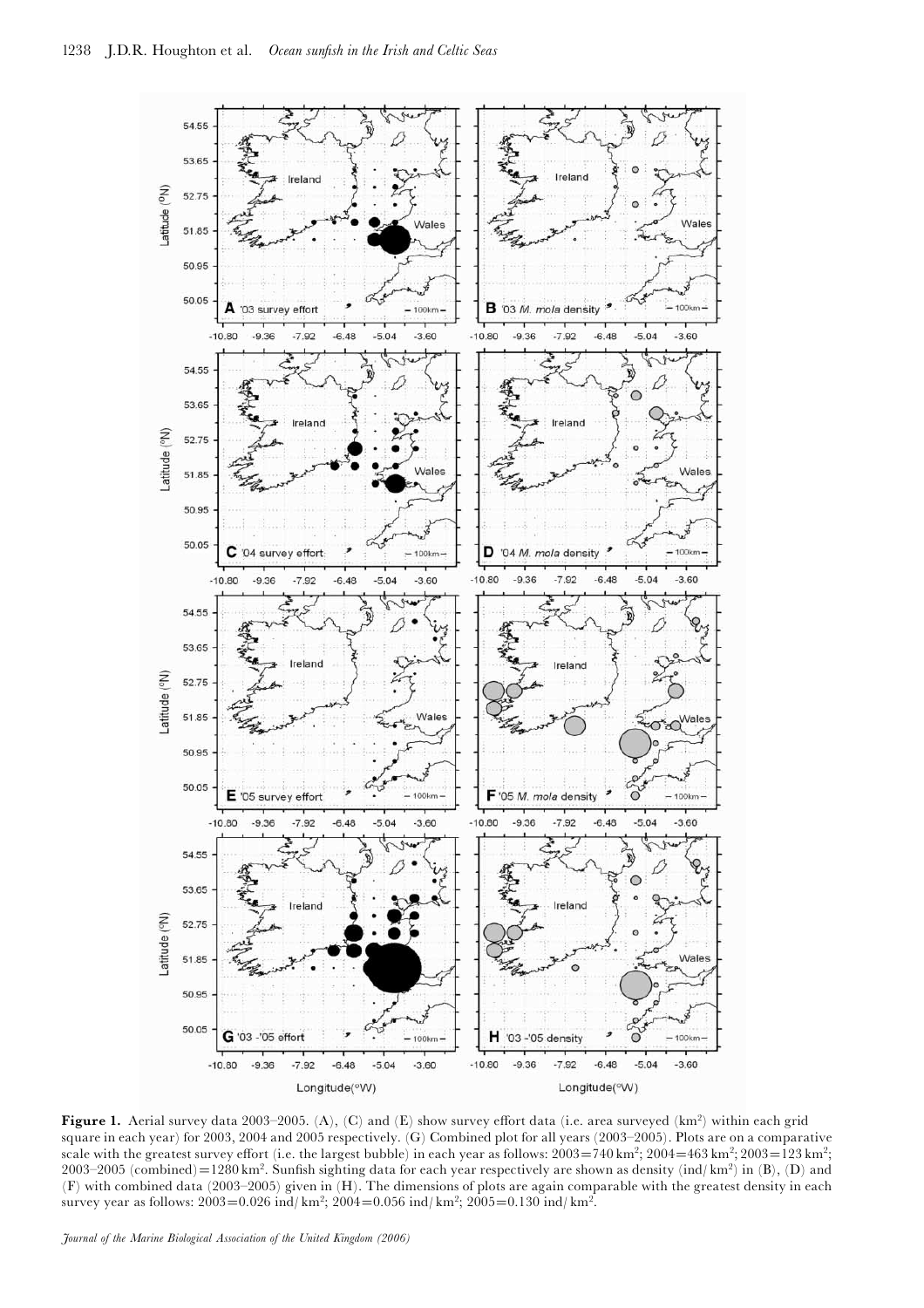**Figure 1.** Aerial survey data 2003–2005. (A), (C) and (E) show survey effort data (i.e. area surveyed ($km^2$) within each grid square in each year) for 2003, 2004 and 2005 respectively. (G) Combined plot for all years (2003–2005). Plots are on a comparative scale with the greatest survey effort (i.e. the largest bubble) in each year as follows: 2003=740 $km^2$; 2004=463 $km^2$; 2003=123 $km^2$; 2003–2005 (combined)=1280 $km^2$. Sunfish sighting data for each year respectively are shown as density (ind/$km^2$) in (B), (D) and (F) with combined data (2003–2005) given in (H). The dimensions of plots are again comparable with the greatest density in each survey year as follows: 2003=0.026 ind/$km^2$; 2004=0.056 ind/$km^2$; 2005=0.130 ind/$km^2$.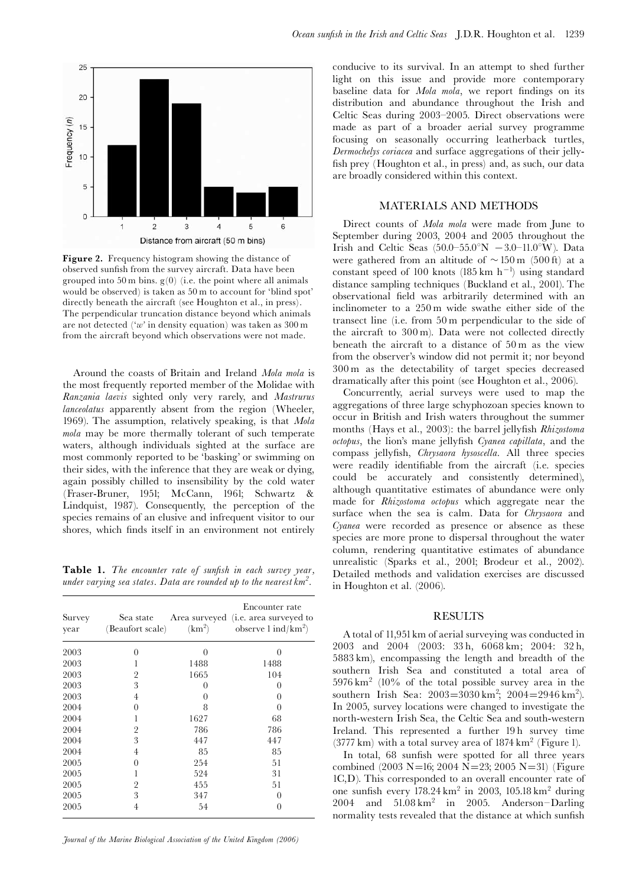**Figure 2.** Frequency histogram showing the distance of observed sunfish from the survey aircraft. Data have been grouped into 50 m bins. g(0) (i.e. the point where all animals would be observed) is taken as 50 m to account for 'blind spot' directly beneath the aircraft (see Houghton et al., in press). The perpendicular truncation distance beyond which animals are not detected ('$w$' in density equation) was taken as 300 m from the aircraft beyond which observations were not made.

Around the coasts of Britain and Ireland *Mola mola* is the most frequently reported member of the Molidae with *Ranzania laevis* sighted only very rarely, and *Mastrurus lanceolatus* apparently absent from the region (Wheeler, 1969). The assumption, relatively speaking, is that *Mola mola* may be more thermally tolerant of such temperate waters, although individuals sighted at the surface are most commonly reported to be 'basking' or swimming on their sides, with the inference that they are weak or dying, again possibly chilled to insensibility by the cold water (Fraser-Bruner, 1951; McCann, 1961; Schwartz & Lindquist, 1987). Consequently, the perception of the species remains of an elusive and infrequent visitor to our shores, which finds itself in an environment not entirely conducive to its survival. In an attempt to shed further light on this issue and provide more contemporary baseline data for *Mola mola*, we report findings on its distribution and abundance throughout the Irish and Celtic Seas during 2003–2005. Direct observations were made as part of a broader aerial survey programme focusing on seasonally occurring leatherback turtles, *Dermochelys coriacea* and surface aggregations of their jellyfish prey (Houghton et al., in press) and, as such, our data are broadly considered within this context.

**Table 1.** *The encounter rate of sunfish in each survey year, under varying sea states. Data are rounded up to the nearest km$^2$.*

| Survey year | Sea state (Beaufort scale) | Area surveyed (km$^2$) | Encounter rate (i.e. area surveyed to observe 1 ind/km$^2$) |
|---|---|---|---|
| 2003 | 0 | 0 | 0 |
| 2003 | 1 | 1488 | 1488 |
| 2003 | 2 | 1665 | 104 |
| 2003 | 3 | 0 | 0 |
| 2003 | 4 | 0 | 0 |
| 2004 | 0 | 8 | 0 |
| 2004 | 1 | 1627 | 68 |
| 2004 | 2 | 786 | 786 |
| 2004 | 3 | 447 | 447 |
| 2004 | 4 | 85 | 85 |
| 2005 | 0 | 254 | 51 |
| 2005 | 1 | 524 | 31 |
| 2005 | 2 | 455 | 51 |
| 2005 | 3 | 347 | 0 |
| 2005 | 4 | 54 | 0 |

## MATERIALS AND METHODS

Direct counts of *Mola mola* were made from June to September during 2003, 2004 and 2005 throughout the Irish and Celtic Seas (50.0–55.0°N −3.0–11.0°W). Data were gathered from an altitude of ~150 m (500 ft) at a constant speed of 100 knots (185 km h$^{-1}$) using standard distance sampling techniques (Buckland et al., 2001). The observational field was arbitrarily determined with an inclinometer to a 250 m wide swathe either side of the transect line (i.e. from 50 m perpendicular to the side of the aircraft to 300 m). Data were not collected directly beneath the aircraft to a distance of 50 m as the view from the observer's window did not permit it; nor beyond 300 m as the detectability of target species decreased dramatically after this point (see Houghton et al., 2006).

Concurrently, aerial surveys were used to map the aggregations of three large schyphozoan species known to occur in British and Irish waters throughout the summer months (Hays et al., 2003): the barrel jellyfish *Rhizostoma octopus*, the lion's mane jellyfish *Cyanea capillata*, and the compass jellyfish, *Chrysaora hysoscella*. All three species were readily identifiable from the aircraft (i.e. species could be accurately and consistently determined), although quantitative estimates of abundance were only made for *Rhizostoma octopus* which aggregate near the surface when the sea is calm. Data for *Chrysaora* and *Cyanea* were recorded as presence or absence as these species are more prone to dispersal throughout the water column, rendering quantitative estimates of abundance unrealistic (Sparks et al., 2001; Brodeur et al., 2002). Detailed methods and validation exercises are discussed in Houghton et al. (2006).

## RESULTS

A total of 11,951 km of aerial surveying was conducted in 2003 and 2004 (2003: 33 h, 6068 km; 2004: 32 h, 5883 km), encompassing the length and breadth of the southern Irish Sea and constituted a total area of 5976 km$^2$ (10% of the total possible survey area in the southern Irish Sea: 2003=3030 km$^2$; 2004=2946 km$^2$). In 2005, survey locations were changed to investigate the north-western Irish Sea, the Celtic Sea and south-western Ireland. This represented a further 19 h survey time (3777 km) with a total survey area of 1874 km$^2$ (Figure 1).

In total, 68 sunfish were spotted for all three years combined (2003 N=16; 2004 N=23; 2005 N=31) (Figure 1C,D). This corresponded to an overall encounter rate of one sunfish every 178.24 km$^2$ in 2003, 105.18 km$^2$ during 2004 and 51.08 km$^2$ in 2005. Anderson–Darling normality tests revealed that the distance at which sunfish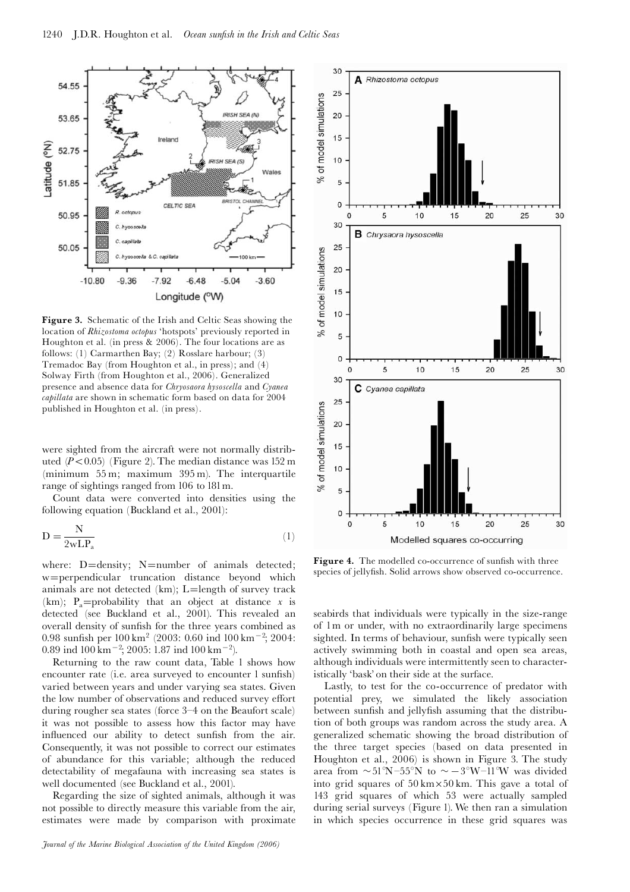**Figure 3.** Schematic of the Irish and Celtic Seas showing the location of *Rhizostoma octopus* 'hotspots' previously reported in Houghton et al. (in press & 2006). The four locations are as follows: (1) Carmarthen Bay; (2) Rosslare harbour; (3) Tremadoc Bay (from Houghton et al., in press); and (4) Solway Firth (from Houghton et al., 2006). Generalized presence and absence data for *Chryosaora hysoscella* and *Cyanea capillata* are shown in schematic form based on data for 2004 published in Houghton et al. (in press).

were sighted from the aircraft were not normally distributed ($P<0.05$) (Figure 2). The median distance was 152 m (minimum 55 m; maximum 395 m). The interquartile range of sightings ranged from 106 to 181 m.

Count data were converted into densities using the following equation (Buckland et al., 2001):

$$D = \frac{N}{2wLP_a} \tag{1}$$

where: D=density; N=number of animals detected; w=perpendicular truncation distance beyond which animals are not detected (km); L=length of survey track (km); $P_a$=probability that an object at distance $x$ is detected (see Buckland et al., 2001). This revealed an overall density of sunfish for the three years combined as 0.98 sunfish per 100 km$^2$ (2003: 0.60 ind 100 km$^{-2}$; 2004: 0.89 ind 100 km$^{-2}$; 2005: 1.87 ind 100 km$^{-2}$).

Returning to the raw count data, Table 1 shows how encounter rate (i.e. area surveyed to encounter 1 sunfish) varied between years and under varying sea states. Given the low number of observations and reduced survey effort during rougher sea states (force 3–4 on the Beaufort scale) it was not possible to assess how this factor may have influenced our ability to detect sunfish from the air. Consequently, it was not possible to correct our estimates of abundance for this variable; although the reduced detectability of megafauna with increasing sea states is well documented (see Buckland et al., 2001).

Regarding the size of sighted animals, although it was not possible to directly measure this variable from the air, estimates were made by comparison with proximate seabirds that individuals were typically in the size-range of 1 m or under, with no extraordinarily large specimens sighted. In terms of behaviour, sunfish were typically seen actively swimming both in coastal and open sea areas, although individuals were intermittently seen to characteristically 'bask' on their side at the surface.

**Figure 4.** The modelled co-occurrence of sunfish with three species of jellyfish. Solid arrows show observed co-occurrence.

Lastly, to test for the co-occurrence of predator with potential prey, we simulated the likely association between sunfish and jellyfish assuming that the distribution of both groups was random across the study area. A generalized schematic showing the broad distribution of the three target species (based on data presented in Houghton et al., 2006) is shown in Figure 3. The study area from ~51°N–55°N to ~−3°W–11°W was divided into grid squares of 50 km×50 km. This gave a total of 143 grid squares of which 53 were actually sampled during serial surveys (Figure 1). We then ran a simulation in which species occurrence in these grid squares was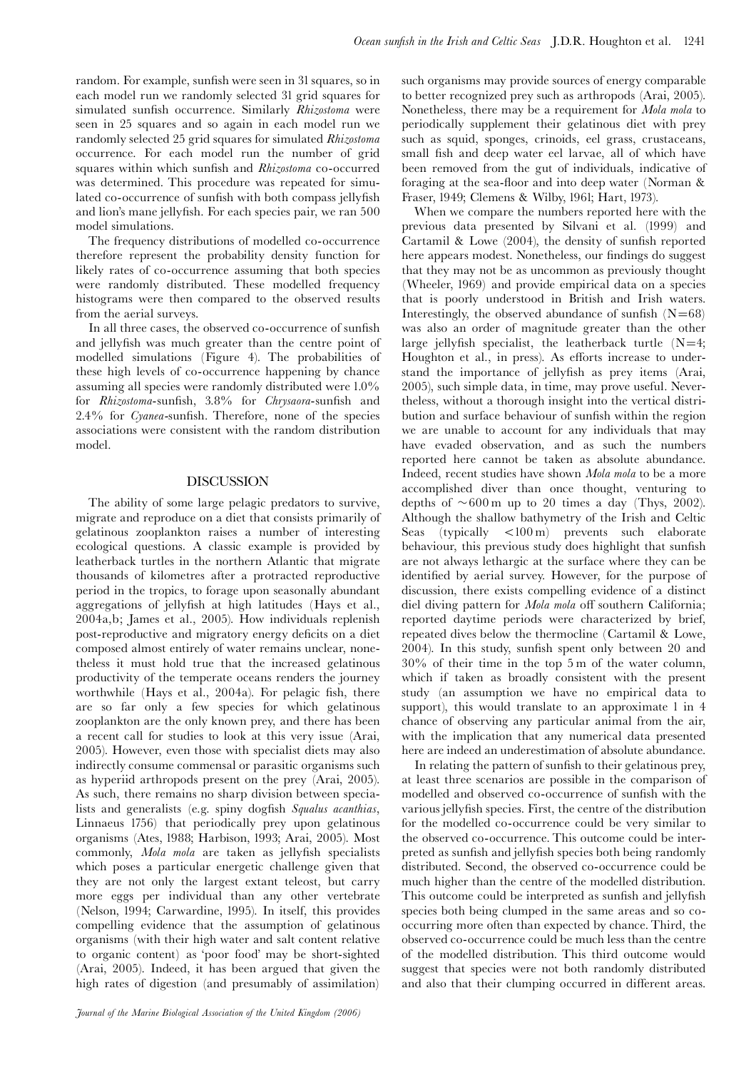random. For example, sunfish were seen in 31 squares, so in each model run we randomly selected 31 grid squares for simulated sunfish occurrence. Similarly *Rhizostoma* were seen in 25 squares and so again in each model run we randomly selected 25 grid squares for simulated *Rhizostoma* occurrence. For each model run the number of grid squares within which sunfish and *Rhizostoma* co-occurred was determined. This procedure was repeated for simulated co-occurrence of sunfish with both compass jellyfish and lion's mane jellyfish. For each species pair, we ran 500 model simulations.

The frequency distributions of modelled co-occurrence therefore represent the probability density function for likely rates of co-occurrence assuming that both species were randomly distributed. These modelled frequency histograms were then compared to the observed results from the aerial surveys.

In all three cases, the observed co-occurrence of sunfish and jellyfish was much greater than the centre point of modelled simulations (Figure 4). The probabilities of these high levels of co-occurrence happening by chance assuming all species were randomly distributed were 1.0% for *Rhizostoma*-sunfish, 3.8% for *Chrysaora*-sunfish and 2.4% for *Cyanea*-sunfish. Therefore, none of the species associations were consistent with the random distribution model.

## DISCUSSION

The ability of some large pelagic predators to survive, migrate and reproduce on a diet that consists primarily of gelatinous zooplankton raises a number of interesting ecological questions. A classic example is provided by leatherback turtles in the northern Atlantic that migrate thousands of kilometres after a protracted reproductive period in the tropics, to forage upon seasonally abundant aggregations of jellyfish at high latitudes (Hays et al., 2004a,b; James et al., 2005). How individuals replenish post-reproductive and migratory energy deficits on a diet composed almost entirely of water remains unclear, nonetheless it must hold true that the increased gelatinous productivity of the temperate oceans renders the journey worthwhile (Hays et al., 2004a). For pelagic fish, there are so far only a few species for which gelatinous zooplankton are the only known prey, and there has been a recent call for studies to look at this very issue (Arai, 2005). However, even those with specialist diets may also indirectly consume commensal or parasitic organisms such as hyperiid arthropods present on the prey (Arai, 2005). As such, there remains no sharp division between specialists and generalists (e.g. spiny dogfish *Squalus acanthias*, Linnaeus 1756) that periodically prey upon gelatinous organisms (Ates, 1988; Harbison, 1993; Arai, 2005). Most commonly, *Mola mola* are taken as jellyfish specialists which poses a particular energetic challenge given that they are not only the largest extant teleost, but carry more eggs per individual than any other vertebrate (Nelson, 1994; Carwardine, 1995). In itself, this provides compelling evidence that the assumption of gelatinous organisms (with their high water and salt content relative to organic content) as 'poor food' may be short-sighted (Arai, 2005). Indeed, it has been argued that given the high rates of digestion (and presumably of assimilation) such organisms may provide sources of energy comparable to better recognized prey such as arthropods (Arai, 2005). Nonetheless, there may be a requirement for *Mola mola* to periodically supplement their gelatinous diet with prey such as squid, sponges, crinoids, eel grass, crustaceans, small fish and deep water eel larvae, all of which have been removed from the gut of individuals, indicative of foraging at the sea-floor and into deep water (Norman & Fraser, 1949; Clemens & Wilby, 1961; Hart, 1973).

When we compare the numbers reported here with the previous data presented by Silvani et al. (1999) and Cartamil & Lowe (2004), the density of sunfish reported here appears modest. Nonetheless, our findings do suggest that they may not be as uncommon as previously thought (Wheeler, 1969) and provide empirical data on a species that is poorly understood in British and Irish waters. Interestingly, the observed abundance of sunfish ($N=68$) was also an order of magnitude greater than the other large jellyfish specialist, the leatherback turtle ($N=4$; Houghton et al., in press). As efforts increase to understand the importance of jellyfish as prey items (Arai, 2005), such simple data, in time, may prove useful. Nevertheless, without a thorough insight into the vertical distribution and surface behaviour of sunfish within the region we are unable to account for any individuals that may have evaded observation, and as such the numbers reported here cannot be taken as absolute abundance. Indeed, recent studies have shown *Mola mola* to be a more accomplished diver than once thought, venturing to depths of ~600 m up to 20 times a day (Thys, 2002). Although the shallow bathymetry of the Irish and Celtic Seas (typically <100 m) prevents such elaborate behaviour, this previous study does highlight that sunfish are not always lethargic at the surface where they can be identified by aerial survey. However, for the purpose of discussion, there exists compelling evidence of a distinct diel diving pattern for *Mola mola* off southern California; reported daytime periods were characterized by brief, repeated dives below the thermocline (Cartamil & Lowe, 2004). In this study, sunfish spent only between 20 and 30% of their time in the top 5 m of the water column, which if taken as broadly consistent with the present study (an assumption we have no empirical data to support), this would translate to an approximate 1 in 4 chance of observing any particular animal from the air, with the implication that any numerical data presented here are indeed an underestimation of absolute abundance.

In relating the pattern of sunfish to their gelatinous prey, at least three scenarios are possible in the comparison of modelled and observed co-occurrence of sunfish with the various jellyfish species. First, the centre of the distribution for the modelled co-occurrence could be very similar to the observed co-occurrence. This outcome could be interpreted as sunfish and jellyfish species both being randomly distributed. Second, the observed co-occurrence could be much higher than the centre of the modelled distribution. This outcome could be interpreted as sunfish and jellyfish species both being clumped in the same areas and so co-occurring more often than expected by chance. Third, the observed co-occurrence could be much less than the centre of the modelled distribution. This third outcome would suggest that species were not both randomly distributed and also that their clumping occurred in different areas.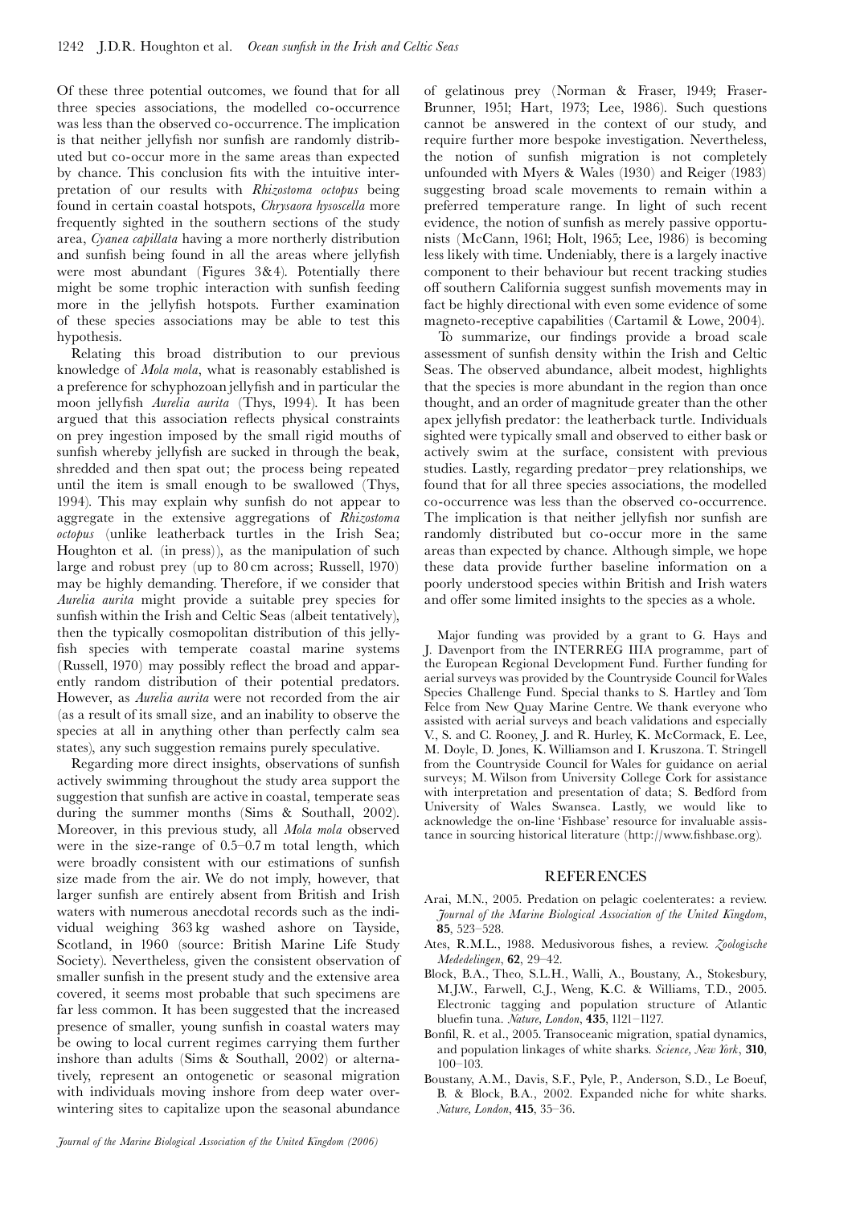Of these three potential outcomes, we found that for all three species associations, the modelled co-occurrence was less than the observed co-occurrence. The implication is that neither jellyfish nor sunfish are randomly distributed but co-occur more in the same areas than expected by chance. This conclusion fits with the intuitive interpretation of our results with *Rhizostoma octopus* being found in certain coastal hotspots, *Chrysaora hysoscella* more frequently sighted in the southern sections of the study area, *Cyanea capillata* having a more northerly distribution and sunfish being found in all the areas where jellyfish were most abundant (Figures 3&4). Potentially there might be some trophic interaction with sunfish feeding more in the jellyfish hotspots. Further examination of these species associations may be able to test this hypothesis.

Relating this broad distribution to our previous knowledge of *Mola mola*, what is reasonably established is a preference for schyphozoan jellyfish and in particular the moon jellyfish *Aurelia aurita* (Thys, 1994). It has been argued that this association reflects physical constraints on prey ingestion imposed by the small rigid mouths of sunfish whereby jellyfish are sucked in through the beak, shredded and then spat out; the process being repeated until the item is small enough to be swallowed (Thys, 1994). This may explain why sunfish do not appear to aggregate in the extensive aggregations of *Rhizostoma octopus* (unlike leatherback turtles in the Irish Sea; Houghton et al. (in press)), as the manipulation of such large and robust prey (up to 80 cm across; Russell, 1970) may be highly demanding. Therefore, if we consider that *Aurelia aurita* might provide a suitable prey species for sunfish within the Irish and Celtic Seas (albeit tentatively), then the typically cosmopolitan distribution of this jellyfish species with temperate coastal marine systems (Russell, 1970) may possibly reflect the broad and apparently random distribution of their potential predators. However, as *Aurelia aurita* were not recorded from the air (as a result of its small size, and an inability to observe the species at all in anything other than perfectly calm sea states), any such suggestion remains purely speculative.

Regarding more direct insights, observations of sunfish actively swimming throughout the study area support the suggestion that sunfish are active in coastal, temperate seas during the summer months (Sims & Southall, 2002). Moreover, in this previous study, all *Mola mola* observed were in the size-range of 0.5–0.7 m total length, which were broadly consistent with our estimations of sunfish size made from the air. We do not imply, however, that larger sunfish are entirely absent from British and Irish waters with numerous anecdotal records such as the individual weighing 363 kg washed ashore on Tayside, Scotland, in 1960 (source: British Marine Life Study Society). Nevertheless, given the consistent observation of smaller sunfish in the present study and the extensive area covered, it seems most probable that such specimens are far less common. It has been suggested that the increased presence of smaller, young sunfish in coastal waters may be owing to local current regimes carrying them further inshore than adults (Sims & Southall, 2002) or alternatively, represent an ontogenetic or seasonal migration with individuals moving inshore from deep water overwintering sites to capitalize upon the seasonal abundance of gelatinous prey (Norman & Fraser, 1949; Fraser-Brunner, 1951; Hart, 1973; Lee, 1986). Such questions cannot be answered in the context of our study, and require further more bespoke investigation. Nevertheless, the notion of sunfish migration is not completely unfounded with Myers & Wales (1930) and Reiger (1983) suggesting broad scale movements to remain within a preferred temperature range. In light of such recent evidence, the notion of sunfish as merely passive opportunists (McCann, 1961; Holt, 1965; Lee, 1986) is becoming less likely with time. Undeniably, there is a largely inactive component to their behaviour but recent tracking studies off southern California suggest sunfish movements may in fact be highly directional with even some evidence of some magneto-receptive capabilities (Cartamil & Lowe, 2004).

To summarize, our findings provide a broad scale assessment of sunfish density within the Irish and Celtic Seas. The observed abundance, albeit modest, highlights that the species is more abundant in the region than once thought, and an order of magnitude greater than the other apex jellyfish predator: the leatherback turtle. Individuals sighted were typically small and observed to either bask or actively swim at the surface, consistent with previous studies. Lastly, regarding predator–prey relationships, we found that for all three species associations, the modelled co-occurrence was less than the observed co-occurrence. The implication is that neither jellyfish nor sunfish are randomly distributed but co-occur more in the same areas than expected by chance. Although simple, we hope these data provide further baseline information on a poorly understood species within British and Irish waters and offer some limited insights to the species as a whole.

Major funding was provided by a grant to G. Hays and J. Davenport from the INTERREG IIIA programme, part of the European Regional Development Fund. Further funding for aerial surveys was provided by the Countryside Council for Wales Species Challenge Fund. Special thanks to S. Hartley and Tom Felce from New Quay Marine Centre. We thank everyone who assisted with aerial surveys and beach validations and especially V., S. and C. Rooney, J. and R. Hurley, K. McCormack, E. Lee, M. Doyle, D. Jones, K. Williamson and I. Kruszona. T. Stringell from the Countryside Council for Wales for guidance on aerial surveys; M. Wilson from University College Cork for assistance with interpretation and presentation of data; S. Bedford from University of Wales Swansea. Lastly, we would like to acknowledge the on-line 'Fishbase' resource for invaluable assistance in sourcing historical literature (http://www.fishbase.org).

## REFERENCES

Arai, M.N., 2005. Predation on pelagic coelenterates: a review. *Journal of the Marine Biological Association of the United Kingdom*, **85**, 523–528.

Ates, R.M.L., 1988. Medusivorous fishes, a review. *Zoologische Mededelingen*, **62**, 29–42.

Block, B.A., Theo, S.L.H., Walli, A., Boustany, A., Stokesbury, M.J.W., Farwell, C.J., Weng, K.C. & Williams, T.D., 2005. Electronic tagging and population structure of Atlantic bluefin tuna. *Nature, London*, **435**, 1121–1127.

Bonfil, R. et al., 2005. Transoceanic migration, spatial dynamics, and population linkages of white sharks. *Science, New York*, **310**, 100–103.

Boustany, A.M., Davis, S.F., Pyle, P., Anderson, S.D., Le Boeuf, B. & Block, B.A., 2002. Expanded niche for white sharks. *Nature, London*, **415**, 35–36.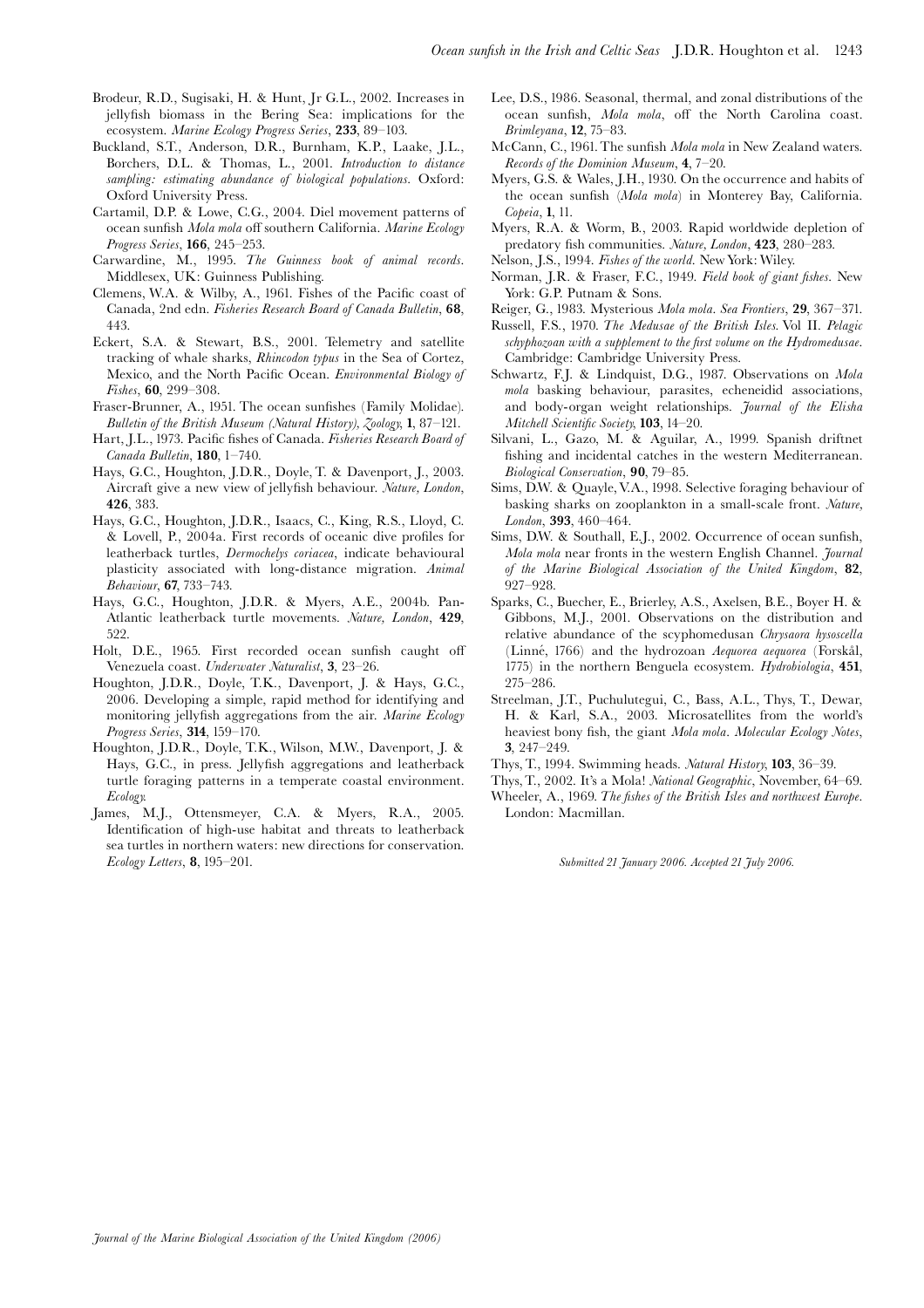Brodeur, R.D., Sugisaki, H. & Hunt, Jr G.L., 2002. Increases in jellyfish biomass in the Bering Sea: implications for the ecosystem. *Marine Ecology Progress Series*, **233**, 89–103.

Buckland, S.T., Anderson, D.R., Burnham, K.P., Laake, J.L., Borchers, D.L. & Thomas, L., 2001. *Introduction to distance sampling: estimating abundance of biological populations*. Oxford: Oxford University Press.

Cartamil, D.P. & Lowe, C.G., 2004. Diel movement patterns of ocean sunfish *Mola mola* off southern California. *Marine Ecology Progress Series*, **166**, 245–253.

Carwardine, M., 1995. *The Guinness book of animal records*. Middlesex, UK: Guinness Publishing.

Clemens, W.A. & Wilby, A., 1961. Fishes of the Pacific coast of Canada, 2nd edn. *Fisheries Research Board of Canada Bulletin*, **68**, 443.

Eckert, S.A. & Stewart, B.S., 2001. Telemetry and satellite tracking of whale sharks, *Rhincodon typus* in the Sea of Cortez, Mexico, and the North Pacific Ocean. *Environmental Biology of Fishes*, **60**, 299–308.

Fraser-Brunner, A., 1951. The ocean sunfishes (Family Molidae). *Bulletin of the British Museum (Natural History), Zoology*, **1**, 87–121.

Hart, J.L., 1973. Pacific fishes of Canada. *Fisheries Research Board of Canada Bulletin*, **180**, 1–740.

Hays, G.C., Houghton, J.D.R., Doyle, T. & Davenport, J., 2003. Aircraft give a new view of jellyfish behaviour. *Nature, London*, **426**, 383.

Hays, G.C., Houghton, J.D.R., Isaacs, C., King, R.S., Lloyd, C. & Lovell, P., 2004a. First records of oceanic dive profiles for leatherback turtles, *Dermochelys coriacea*, indicate behavioural plasticity associated with long-distance migration. *Animal Behaviour*, **67**, 733–743.

Hays, G.C., Houghton, J.D.R. & Myers, A.E., 2004b. Pan-Atlantic leatherback turtle movements. *Nature, London*, **429**, 522.

Holt, D.E., 1965. First recorded ocean sunfish caught off Venezuela coast. *Underwater Naturalist*, **3**, 23–26.

Houghton, J.D.R., Doyle, T.K., Davenport, J. & Hays, G.C., 2006. Developing a simple, rapid method for identifying and monitoring jellyfish aggregations from the air. *Marine Ecology Progress Series*, **314**, 159–170.

Houghton, J.D.R., Doyle, T.K., Wilson, M.W., Davenport, J. & Hays, G.C., in press. Jellyfish aggregations and leatherback turtle foraging patterns in a temperate coastal environment. *Ecology*.

James, M.J., Ottensmeyer, C.A. & Myers, R.A., 2005. Identification of high-use habitat and threats to leatherback sea turtles in northern waters: new directions for conservation. *Ecology Letters*, **8**, 195–201.

Lee, D.S., 1986. Seasonal, thermal, and zonal distributions of the ocean sunfish, *Mola mola*, off the North Carolina coast. *Brimleyana*, **12**, 75–83.

McCann, C., 1961. The sunfish *Mola mola* in New Zealand waters. *Records of the Dominion Museum*, **4**, 7–20.

Myers, G.S. & Wales, J.H., 1930. On the occurrence and habits of the ocean sunfish (*Mola mola*) in Monterey Bay, California. *Copeia*, **1**, 11.

Myers, R.A. & Worm, B., 2003. Rapid worldwide depletion of predatory fish communities. *Nature, London*, **423**, 280–283.

Nelson, J.S., 1994. *Fishes of the world*. New York: Wiley.

Norman, J.R. & Fraser, F.C., 1949. *Field book of giant fishes*. New York: G.P. Putnam & Sons.

Reiger, G., 1983. Mysterious *Mola mola*. *Sea Frontiers*, **29**, 367–371.

Russell, F.S., 1970. *The Medusae of the British Isles*. Vol II. *Pelagic schyphozoan with a supplement to the first volume on the Hydromedusae*. Cambridge: Cambridge University Press.

Schwartz, F.J. & Lindquist, D.G., 1987. Observations on *Mola mola* basking behaviour, parasites, echeneidid associations, and body-organ weight relationships. *Journal of the Elisha Mitchell Scientific Society*, **103**, 14–20.

Silvani, L., Gazo, M. & Aguilar, A., 1999. Spanish driftnet fishing and incidental catches in the western Mediterranean. *Biological Conservation*, **90**, 79–85.

Sims, D.W. & Quayle, V.A., 1998. Selective foraging behaviour of basking sharks on zooplankton in a small-scale front. *Nature, London*, **393**, 460–464.

Sims, D.W. & Southall, E.J., 2002. Occurrence of ocean sunfish, *Mola mola* near fronts in the western English Channel. *Journal of the Marine Biological Association of the United Kingdom*, **82**, 927–928.

Sparks, C., Buecher, E., Brierley, A.S., Axelsen, B.E., Boyer H. & Gibbons, M.J., 2001. Observations on the distribution and relative abundance of the scyphomedusan *Chrysaora hysoscella* (Linné, 1766) and the hydrozoan *Aequorea aequorea* (Forskål, 1775) in the northern Benguela ecosystem. *Hydrobiologia*, **451**, 275–286.

Streelman, J.T., Puchulutegui, C., Bass, A.L., Thys, T., Dewar, H. & Karl, S.A., 2003. Microsatellites from the world's heaviest bony fish, the giant *Mola mola*. *Molecular Ecology Notes*, **3**, 247–249.

Thys, T., 1994. Swimming heads. *Natural History*, **103**, 36–39.

Thys, T., 2002. It's a Mola! *National Geographic*, November, 64–69.

Wheeler, A., 1969. *The fishes of the British Isles and northwest Europe*. London: Macmillan.

*Submitted 21 January 2006. Accepted 21 July 2006.*